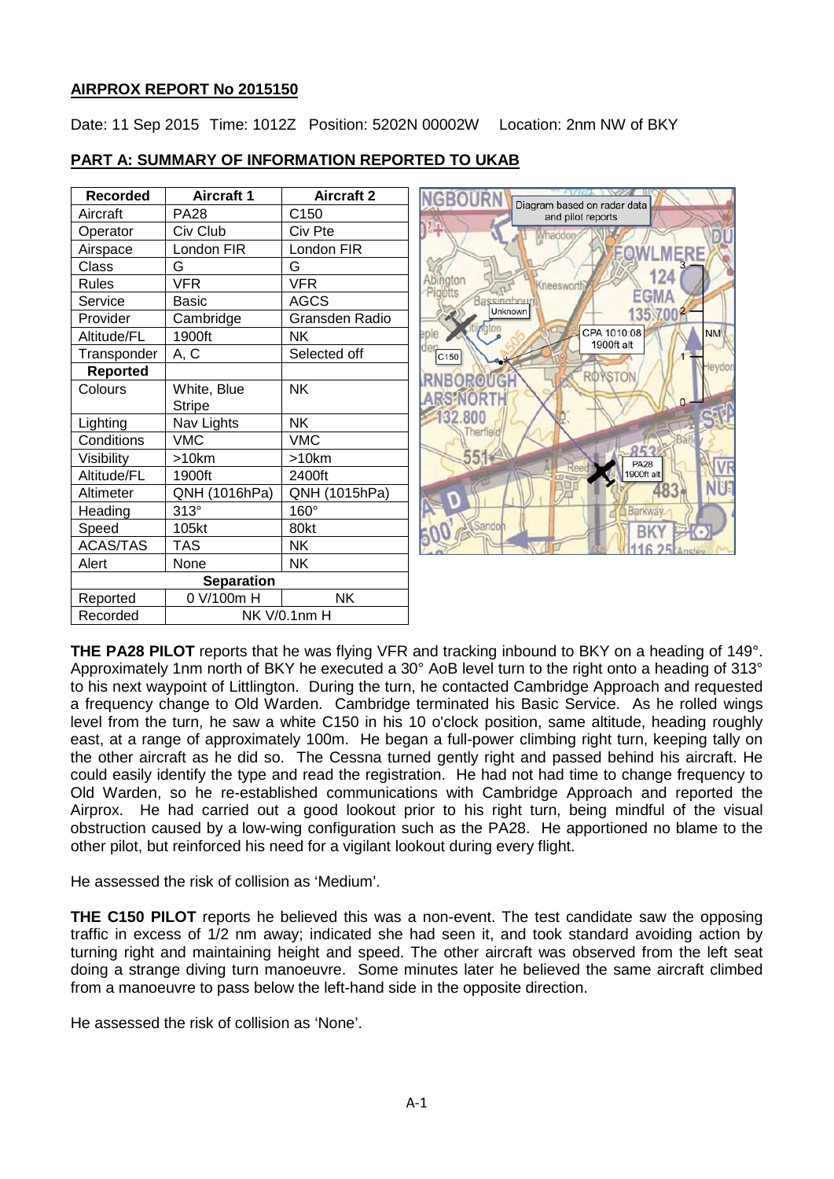**AIRPROX REPORT No 2015150**

Date: 11 Sep 2015 Time: 1012Z Position: 5202N 00002W Location: 2nm NW of BKY

**PART A: SUMMARY OF INFORMATION REPORTED TO UKAB**

| Recorded | Aircraft 1 | Aircraft 2 |
|---|---|---|
| Aircraft | PA28 | C150 |
| Operator | Civ Club | Civ Pte |
| Airspace | London FIR | London FIR |
| Class | G | G |
| Rules | VFR | VFR |
| Service | Basic | AGCS |
| Provider | Cambridge | Gransden Radio |
| Altitude/FL | 1900ft | NK |
| Transponder | A, C | Selected off |
| **Reported** | | |
| Colours | White, Blue Stripe | NK |
| Lighting | Nav Lights | NK |
| Conditions | VMC | VMC |
| Visibility | >10km | >10km |
| Altitude/FL | 1900ft | 2400ft |
| Altimeter | QNH (1016hPa) | QNH (1015hPa) |
| Heading | 313° | 160° |
| Speed | 105kt | 80kt |
| ACAS/TAS | TAS | NK |
| Alert | None | NK |
| **Separation** | | |
| Reported | 0 V/100m H | NK |
| Recorded | NK V/0.1nm H | |

Diagram based on radar data and pilot reports

**THE PA28 PILOT** reports that he was flying VFR and tracking inbound to BKY on a heading of 149°. Approximately 1nm north of BKY he executed a 30° AoB level turn to the right onto a heading of 313° to his next waypoint of Littlington. During the turn, he contacted Cambridge Approach and requested a frequency change to Old Warden. Cambridge terminated his Basic Service. As he rolled wings level from the turn, he saw a white C150 in his 10 o'clock position, same altitude, heading roughly east, at a range of approximately 100m. He began a full-power climbing right turn, keeping tally on the other aircraft as he did so. The Cessna turned gently right and passed behind his aircraft. He could easily identify the type and read the registration. He had not had time to change frequency to Old Warden, so he re-established communications with Cambridge Approach and reported the Airprox. He had carried out a good lookout prior to his right turn, being mindful of the visual obstruction caused by a low-wing configuration such as the PA28. He apportioned no blame to the other pilot, but reinforced his need for a vigilant lookout during every flight.

He assessed the risk of collision as 'Medium'.

**THE C150 PILOT** reports he believed this was a non-event. The test candidate saw the opposing traffic in excess of 1/2 nm away; indicated she had seen it, and took standard avoiding action by turning right and maintaining height and speed. The other aircraft was observed from the left seat doing a strange diving turn manoeuvre. Some minutes later he believed the same aircraft climbed from a manoeuvre to pass below the left-hand side in the opposite direction.

He assessed the risk of collision as 'None'.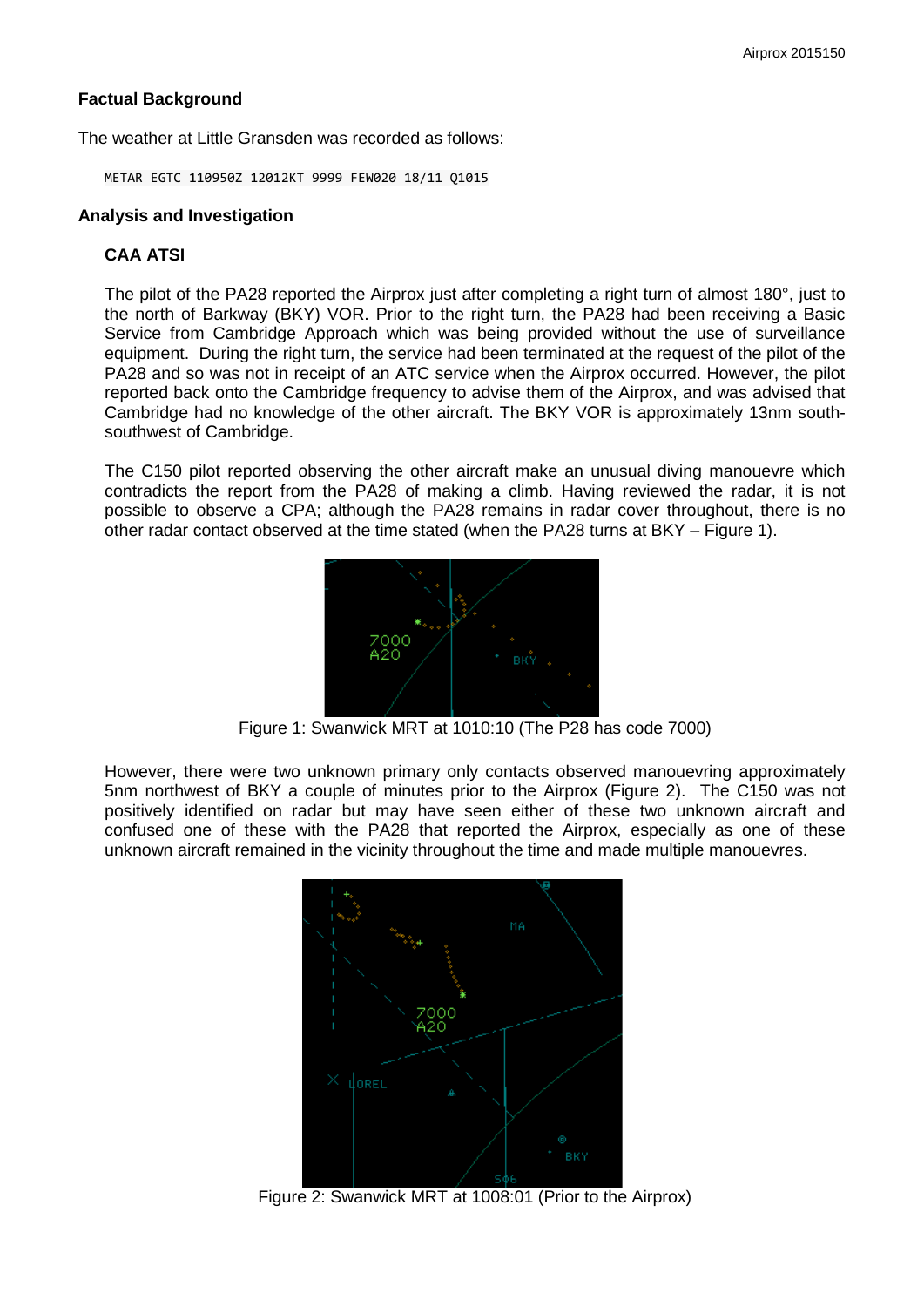## Factual Background

The weather at Little Gransden was recorded as follows:

```
METAR EGTC 110950Z 12012KT 9999 FEW020 18/11 Q1015
```

## Analysis and Investigation

### CAA ATSI

The pilot of the PA28 reported the Airprox just after completing a right turn of almost 180°, just to the north of Barkway (BKY) VOR. Prior to the right turn, the PA28 had been receiving a Basic Service from Cambridge Approach which was being provided without the use of surveillance equipment. During the right turn, the service had been terminated at the request of the pilot of the PA28 and so was not in receipt of an ATC service when the Airprox occurred. However, the pilot reported back onto the Cambridge frequency to advise them of the Airprox, and was advised that Cambridge had no knowledge of the other aircraft. The BKY VOR is approximately 13nm south-southwest of Cambridge.

The C150 pilot reported observing the other aircraft make an unusual diving manouevre which contradicts the report from the PA28 of making a climb. Having reviewed the radar, it is not possible to observe a CPA; although the PA28 remains in radar cover throughout, there is no other radar contact observed at the time stated (when the PA28 turns at BKY – Figure 1).

Figure 1: Swanwick MRT at 1010:10 (The P28 has code 7000)

However, there were two unknown primary only contacts observed manouevring approximately 5nm northwest of BKY a couple of minutes prior to the Airprox (Figure 2). The C150 was not positively identified on radar but may have seen either of these two unknown aircraft and confused one of these with the PA28 that reported the Airprox, especially as one of these unknown aircraft remained in the vicinity throughout the time and made multiple manouevres.

Figure 2: Swanwick MRT at 1008:01 (Prior to the Airprox)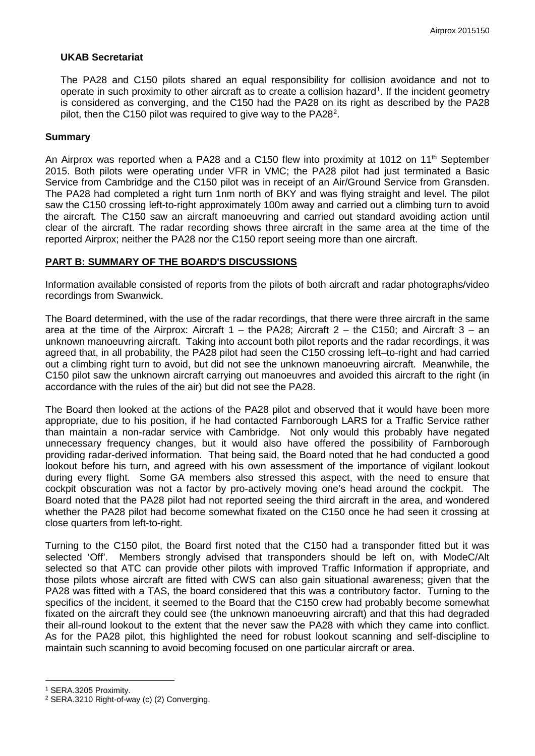**UKAB Secretariat**

The PA28 and C150 pilots shared an equal responsibility for collision avoidance and not to operate in such proximity to other aircraft as to create a collision hazard[1]. If the incident geometry is considered as converging, and the C150 had the PA28 on its right as described by the PA28 pilot, then the C150 pilot was required to give way to the PA28[2].

## Summary

An Airprox was reported when a PA28 and a C150 flew into proximity at 1012 on 11th September 2015. Both pilots were operating under VFR in VMC; the PA28 pilot had just terminated a Basic Service from Cambridge and the C150 pilot was in receipt of an Air/Ground Service from Gransden. The PA28 had completed a right turn 1nm north of BKY and was flying straight and level. The pilot saw the C150 crossing left-to-right approximately 100m away and carried out a climbing turn to avoid the aircraft. The C150 saw an aircraft manoeuvring and carried out standard avoiding action until clear of the aircraft. The radar recording shows three aircraft in the same area at the time of the reported Airprox; neither the PA28 nor the C150 report seeing more than one aircraft.

## PART B: SUMMARY OF THE BOARD'S DISCUSSIONS

Information available consisted of reports from the pilots of both aircraft and radar photographs/video recordings from Swanwick.

The Board determined, with the use of the radar recordings, that there were three aircraft in the same area at the time of the Airprox: Aircraft 1 – the PA28; Aircraft 2 – the C150; and Aircraft 3 – an unknown manoeuvring aircraft. Taking into account both pilot reports and the radar recordings, it was agreed that, in all probability, the PA28 pilot had seen the C150 crossing left–to-right and had carried out a climbing right turn to avoid, but did not see the unknown manoeuvring aircraft. Meanwhile, the C150 pilot saw the unknown aircraft carrying out manoeuvres and avoided this aircraft to the right (in accordance with the rules of the air) but did not see the PA28.

The Board then looked at the actions of the PA28 pilot and observed that it would have been more appropriate, due to his position, if he had contacted Farnborough LARS for a Traffic Service rather than maintain a non-radar service with Cambridge. Not only would this probably have negated unnecessary frequency changes, but it would also have offered the possibility of Farnborough providing radar-derived information. That being said, the Board noted that he had conducted a good lookout before his turn, and agreed with his own assessment of the importance of vigilant lookout during every flight. Some GA members also stressed this aspect, with the need to ensure that cockpit obscuration was not a factor by pro-actively moving one's head around the cockpit. The Board noted that the PA28 pilot had not reported seeing the third aircraft in the area, and wondered whether the PA28 pilot had become somewhat fixated on the C150 once he had seen it crossing at close quarters from left-to-right.

Turning to the C150 pilot, the Board first noted that the C150 had a transponder fitted but it was selected 'Off'. Members strongly advised that transponders should be left on, with ModeC/Alt selected so that ATC can provide other pilots with improved Traffic Information if appropriate, and those pilots whose aircraft are fitted with CWS can also gain situational awareness; given that the PA28 was fitted with a TAS, the board considered that this was a contributory factor. Turning to the specifics of the incident, it seemed to the Board that the C150 crew had probably become somewhat fixated on the aircraft they could see (the unknown manoeuvring aircraft) and that this had degraded their all-round lookout to the extent that the never saw the PA28 with which they came into conflict. As for the PA28 pilot, this highlighted the need for robust lookout scanning and self-discipline to maintain such scanning to avoid becoming focused on one particular aircraft or area.

---

[1] SERA.3205 Proximity.

[2] SERA.3210 Right-of-way (c) (2) Converging.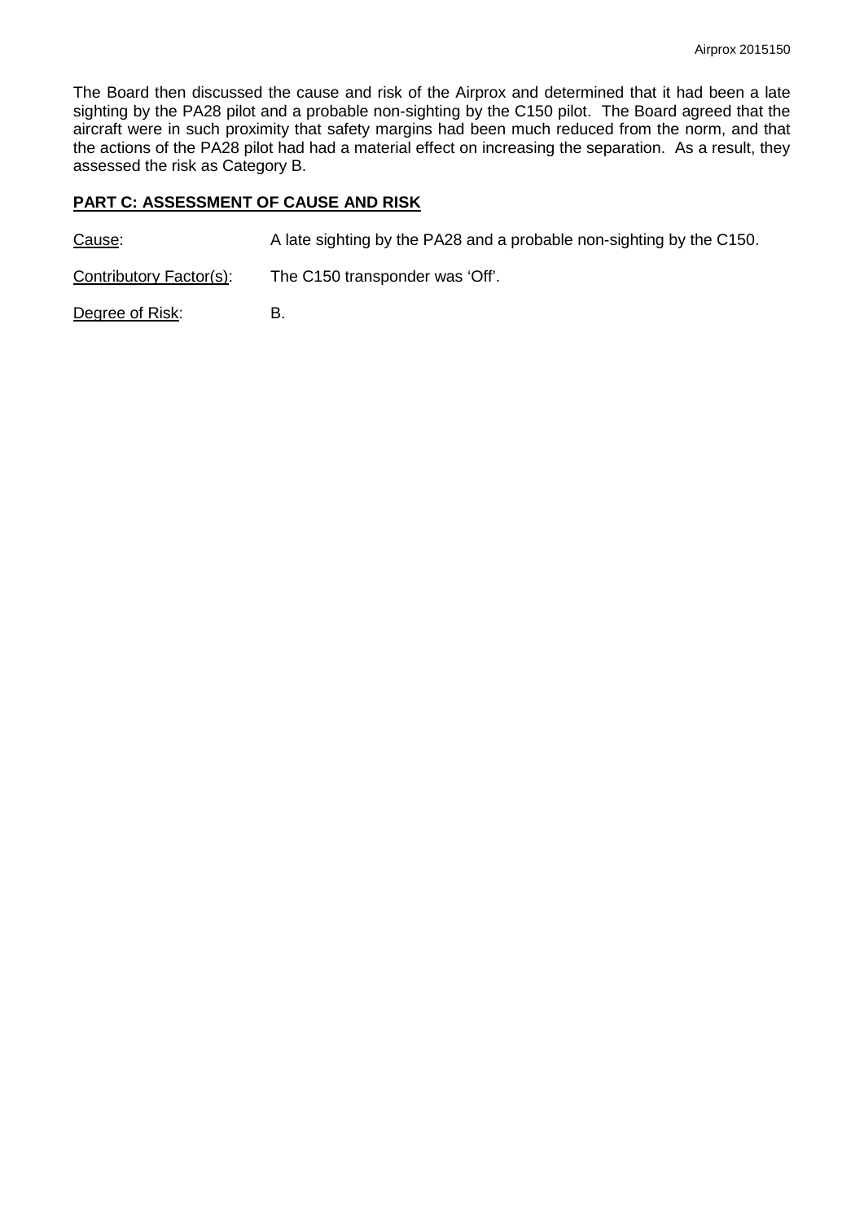The Board then discussed the cause and risk of the Airprox and determined that it had been a late sighting by the PA28 pilot and a probable non-sighting by the C150 pilot. The Board agreed that the aircraft were in such proximity that safety margins had been much reduced from the norm, and that the actions of the PA28 pilot had had a material effect on increasing the separation. As a result, they assessed the risk as Category B.

## PART C: ASSESSMENT OF CAUSE AND RISK

Cause: A late sighting by the PA28 and a probable non-sighting by the C150.

Contributory Factor(s): The C150 transponder was 'Off'.

Degree of Risk: B.